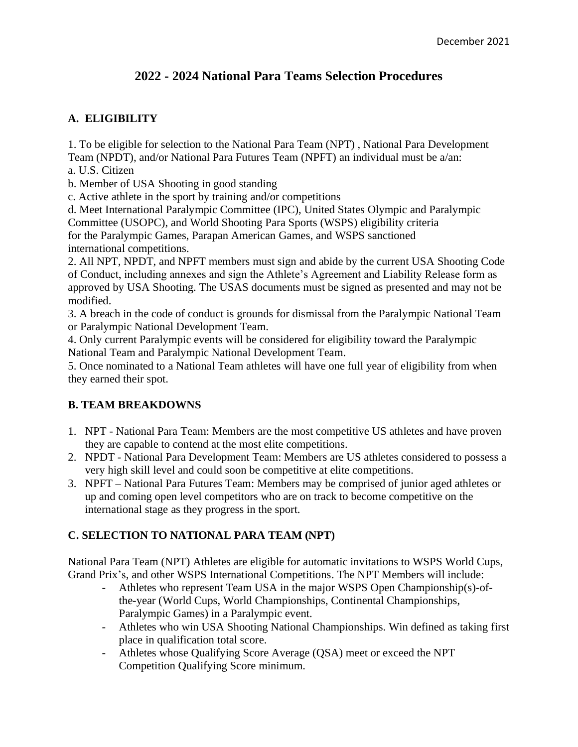December 2021

# 2022 - 2024 National Para Teams Selection Procedures

## A. ELIGIBILITY

1. To be eligible for selection to the National Para Team (NPT) , National Para Development Team (NPDT), and/or National Para Futures Team (NPFT) an individual must be a/an:
a. U.S. Citizen
b. Member of USA Shooting in good standing
c. Active athlete in the sport by training and/or competitions
d. Meet International Paralympic Committee (IPC), United States Olympic and Paralympic Committee (USOPC), and World Shooting Para Sports (WSPS) eligibility criteria for the Paralympic Games, Parapan American Games, and WSPS sanctioned international competitions.
2. All NPT, NPDT, and NPFT members must sign and abide by the current USA Shooting Code of Conduct, including annexes and sign the Athlete's Agreement and Liability Release form as approved by USA Shooting. The USAS documents must be signed as presented and may not be modified.
3. A breach in the code of conduct is grounds for dismissal from the Paralympic National Team or Paralympic National Development Team.
4. Only current Paralympic events will be considered for eligibility toward the Paralympic National Team and Paralympic National Development Team.
5. Once nominated to a National Team athletes will have one full year of eligibility from when they earned their spot.

## B. TEAM BREAKDOWNS

1. NPT - National Para Team: Members are the most competitive US athletes and have proven they are capable to contend at the most elite competitions.
2. NPDT - National Para Development Team: Members are US athletes considered to possess a very high skill level and could soon be competitive at elite competitions.
3. NPFT – National Para Futures Team: Members may be comprised of junior aged athletes or up and coming open level competitors who are on track to become competitive on the international stage as they progress in the sport.

## C. SELECTION TO NATIONAL PARA TEAM (NPT)

National Para Team (NPT) Athletes are eligible for automatic invitations to WSPS World Cups, Grand Prix's, and other WSPS International Competitions. The NPT Members will include:

- Athletes who represent Team USA in the major WSPS Open Championship(s)-of-the-year (World Cups, World Championships, Continental Championships, Paralympic Games) in a Paralympic event.
- Athletes who win USA Shooting National Championships. Win defined as taking first place in qualification total score.
- Athletes whose Qualifying Score Average (QSA) meet or exceed the NPT Competition Qualifying Score minimum.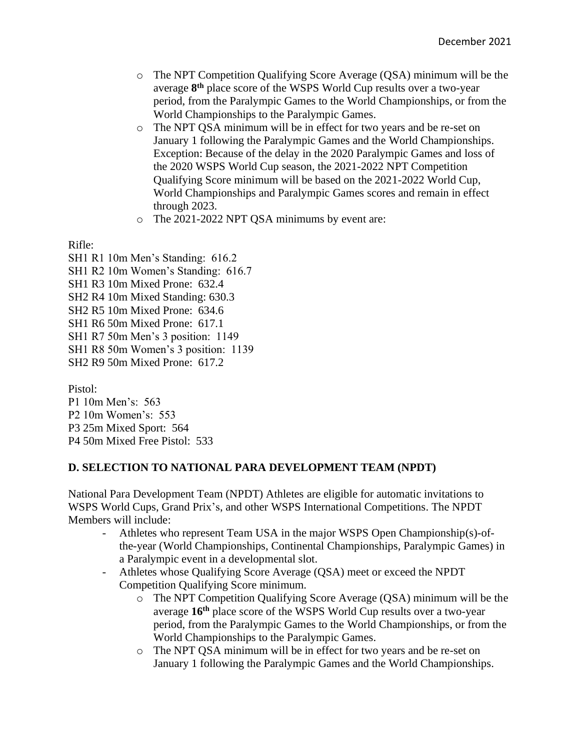- The NPT Competition Qualifying Score Average (QSA) minimum will be the average **8th** place score of the WSPS World Cup results over a two-year period, from the Paralympic Games to the World Championships, or from the World Championships to the Paralympic Games.
- The NPT QSA minimum will be in effect for two years and be re-set on January 1 following the Paralympic Games and the World Championships. Exception: Because of the delay in the 2020 Paralympic Games and loss of the 2020 WSPS World Cup season, the 2021-2022 NPT Competition Qualifying Score minimum will be based on the 2021-2022 World Cup, World Championships and Paralympic Games scores and remain in effect through 2023.
- The 2021-2022 NPT QSA minimums by event are:

Rifle:
SH1 R1 10m Men's Standing: 616.2
SH1 R2 10m Women's Standing: 616.7
SH1 R3 10m Mixed Prone: 632.4
SH2 R4 10m Mixed Standing: 630.3
SH2 R5 10m Mixed Prone: 634.6
SH1 R6 50m Mixed Prone: 617.1
SH1 R7 50m Men's 3 position: 1149
SH1 R8 50m Women's 3 position: 1139
SH2 R9 50m Mixed Prone: 617.2

Pistol:
P1 10m Men's: 563
P2 10m Women's: 553
P3 25m Mixed Sport: 564
P4 50m Mixed Free Pistol: 533

## D. SELECTION TO NATIONAL PARA DEVELOPMENT TEAM (NPDT)

National Para Development Team (NPDT) Athletes are eligible for automatic invitations to WSPS World Cups, Grand Prix's, and other WSPS International Competitions. The NPDT Members will include:

- Athletes who represent Team USA in the major WSPS Open Championship(s)-of-the-year (World Championships, Continental Championships, Paralympic Games) in a Paralympic event in a developmental slot.
- Athletes whose Qualifying Score Average (QSA) meet or exceed the NPDT Competition Qualifying Score minimum.
  - The NPT Competition Qualifying Score Average (QSA) minimum will be the average **16th** place score of the WSPS World Cup results over a two-year period, from the Paralympic Games to the World Championships, or from the World Championships to the Paralympic Games.
  - The NPT QSA minimum will be in effect for two years and be re-set on January 1 following the Paralympic Games and the World Championships.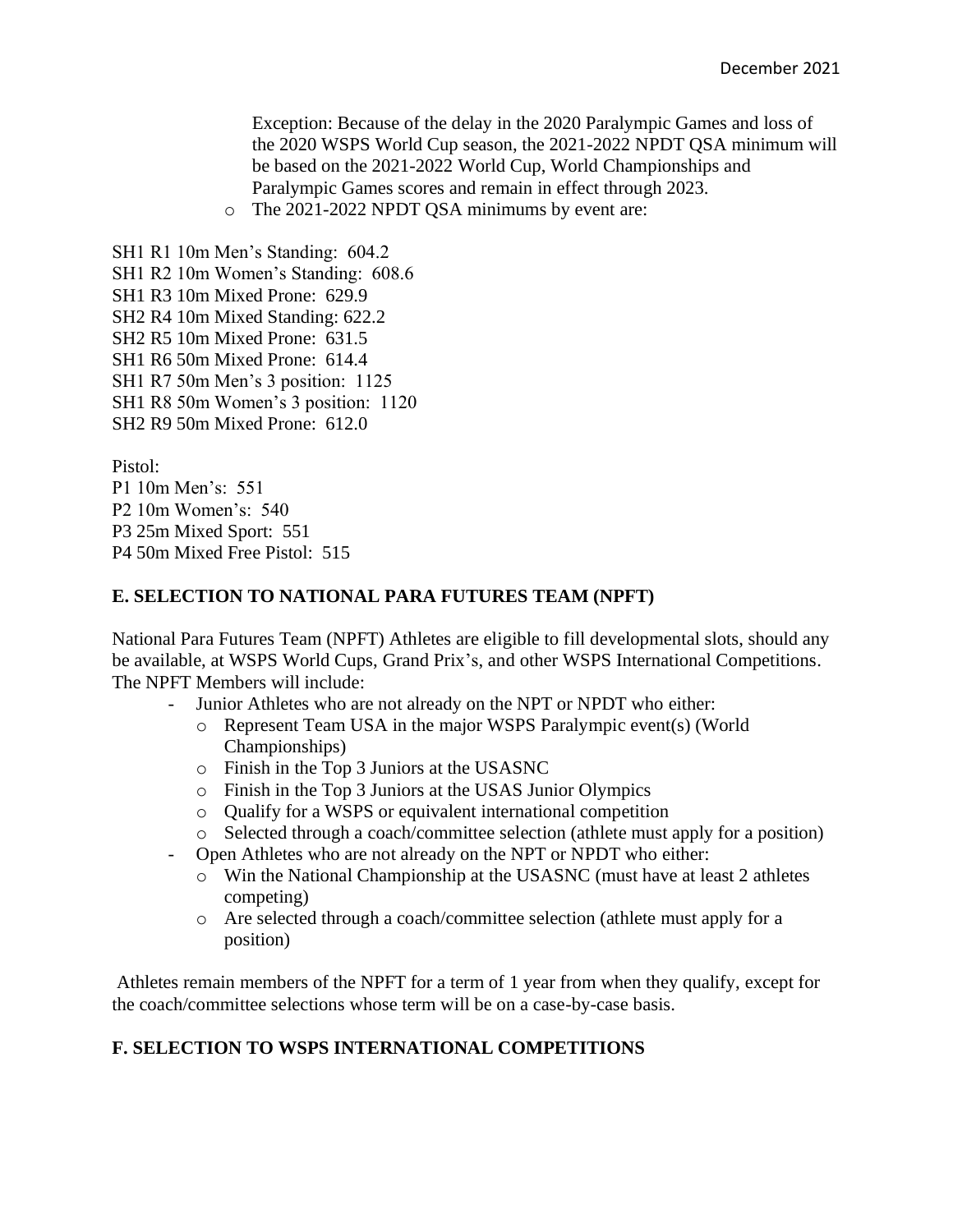Exception: Because of the delay in the 2020 Paralympic Games and loss of the 2020 WSPS World Cup season, the 2021-2022 NPDT QSA minimum will be based on the 2021-2022 World Cup, World Championships and Paralympic Games scores and remain in effect through 2023.

- The 2021-2022 NPDT QSA minimums by event are:

SH1 R1 10m Men's Standing: 604.2
SH1 R2 10m Women's Standing: 608.6
SH1 R3 10m Mixed Prone: 629.9
SH2 R4 10m Mixed Standing: 622.2
SH2 R5 10m Mixed Prone: 631.5
SH1 R6 50m Mixed Prone: 614.4
SH1 R7 50m Men's 3 position: 1125
SH1 R8 50m Women's 3 position: 1120
SH2 R9 50m Mixed Prone: 612.0

Pistol:
P1 10m Men's: 551
P2 10m Women's: 540
P3 25m Mixed Sport: 551
P4 50m Mixed Free Pistol: 515

## E. SELECTION TO NATIONAL PARA FUTURES TEAM (NPFT)

National Para Futures Team (NPFT) Athletes are eligible to fill developmental slots, should any be available, at WSPS World Cups, Grand Prix's, and other WSPS International Competitions. The NPFT Members will include:

- Junior Athletes who are not already on the NPT or NPDT who either:
  - Represent Team USA in the major WSPS Paralympic event(s) (World Championships)
  - Finish in the Top 3 Juniors at the USASNC
  - Finish in the Top 3 Juniors at the USAS Junior Olympics
  - Qualify for a WSPS or equivalent international competition
  - Selected through a coach/committee selection (athlete must apply for a position)
- Open Athletes who are not already on the NPT or NPDT who either:
  - Win the National Championship at the USASNC (must have at least 2 athletes competing)
  - Are selected through a coach/committee selection (athlete must apply for a position)

Athletes remain members of the NPFT for a term of 1 year from when they qualify, except for the coach/committee selections whose term will be on a case-by-case basis.

## F. SELECTION TO WSPS INTERNATIONAL COMPETITIONS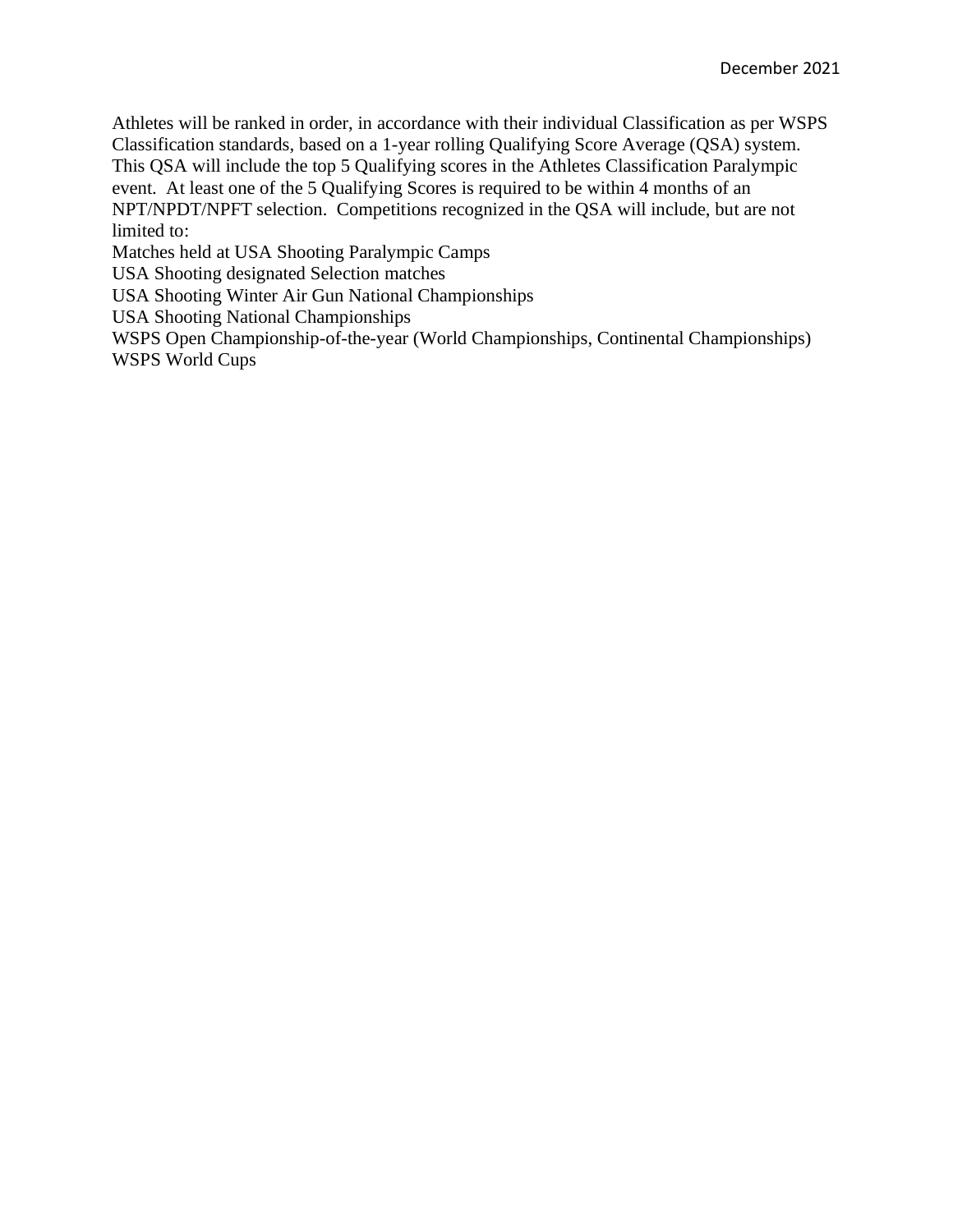Athletes will be ranked in order, in accordance with their individual Classification as per WSPS Classification standards, based on a 1-year rolling Qualifying Score Average (QSA) system. This QSA will include the top 5 Qualifying scores in the Athletes Classification Paralympic event. At least one of the 5 Qualifying Scores is required to be within 4 months of an NPT/NPDT/NPFT selection. Competitions recognized in the QSA will include, but are not limited to:

Matches held at USA Shooting Paralympic Camps  
USA Shooting designated Selection matches  
USA Shooting Winter Air Gun National Championships  
USA Shooting National Championships  
WSPS Open Championship-of-the-year (World Championships, Continental Championships)  
WSPS World Cups